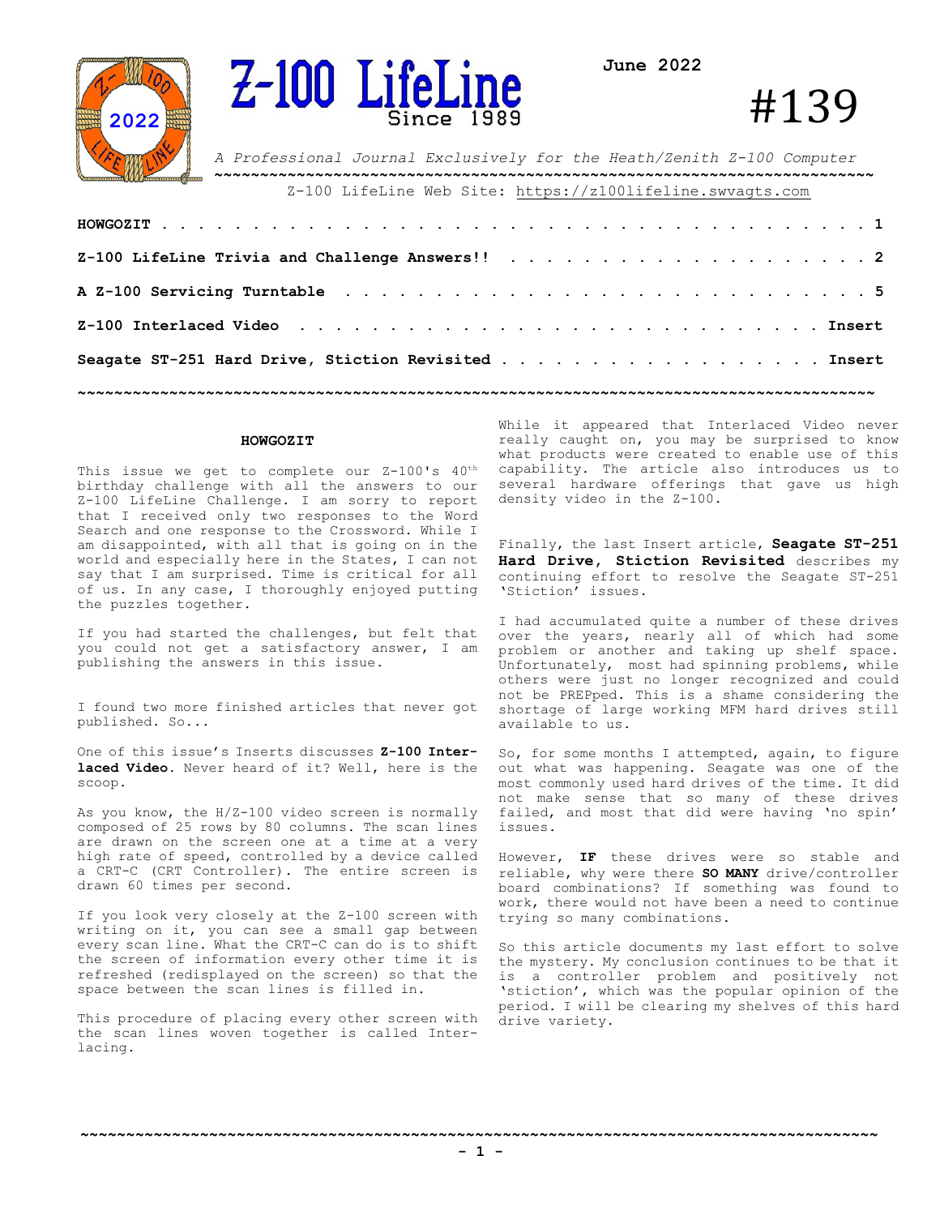# Z-100 LifeLine

Since 1989

June 2022

#139

*A Professional Journal Exclusively for the Heath/Zenith Z-100 Computer*

Z-100 LifeLine Web Site: https://z100lifeline.swvagts.com

| | |
|---|---|
| **HOWGOZIT** | 1 |
| **Z-100 LifeLine Trivia and Challenge Answers!!** | 2 |
| **A Z-100 Servicing Turntable** | 5 |
| **Z-100 Interlaced Video** | Insert |
| **Seagate ST-251 Hard Drive, Stiction Revisited** | Insert |

## HOWGOZIT

This issue we get to complete our Z-100's 40th birthday challenge with all the answers to our Z-100 LifeLine Challenge. I am sorry to report that I received only two responses to the Word Search and one response to the Crossword. While I am disappointed, with all that is going on in the world and especially here in the States, I can not say that I am surprised. Time is critical for all of us. In any case, I thoroughly enjoyed putting the puzzles together.

If you had started the challenges, but felt that you could not get a satisfactory answer, I am publishing the answers in this issue.

I found two more finished articles that never got published. So...

One of this issue's Inserts discusses **Z-100 Interlaced Video**. Never heard of it? Well, here is the scoop.

As you know, the H/Z-100 video screen is normally composed of 25 rows by 80 columns. The scan lines are drawn on the screen one at a time at a very high rate of speed, controlled by a device called a CRT-C (CRT Controller). The entire screen is drawn 60 times per second.

If you look very closely at the Z-100 screen with writing on it, you can see a small gap between every scan line. What the CRT-C can do is to shift the screen of information every other time it is refreshed (redisplayed on the screen) so that the space between the scan lines is filled in.

This procedure of placing every other screen with the scan lines woven together is called Interlacing.

While it appeared that Interlaced Video never really caught on, you may be surprised to know what products were created to enable use of this capability. The article also introduces us to several hardware offerings that gave us high density video in the Z-100.

Finally, the last Insert article, **Seagate ST-251 Hard Drive, Stiction Revisited** describes my continuing effort to resolve the Seagate ST-251 'Stiction' issues.

I had accumulated quite a number of these drives over the years, nearly all of which had some problem or another and taking up shelf space. Unfortunately, most had spinning problems, while others were just no longer recognized and could not be PREPped. This is a shame considering the shortage of large working MFM hard drives still available to us.

So, for some months I attempted, again, to figure out what was happening. Seagate was one of the most commonly used hard drives of the time. It did not make sense that so many of these drives failed, and most that did were having 'no spin' issues.

However, **IF** these drives were so stable and reliable, why were there **SO MANY** drive/controller board combinations? If something was found to work, there would not have been a need to continue trying so many combinations.

So this article documents my last effort to solve the mystery. My conclusion continues to be that it is a controller problem and positively not 'stiction', which was the popular opinion of the period. I will be clearing my shelves of this hard drive variety.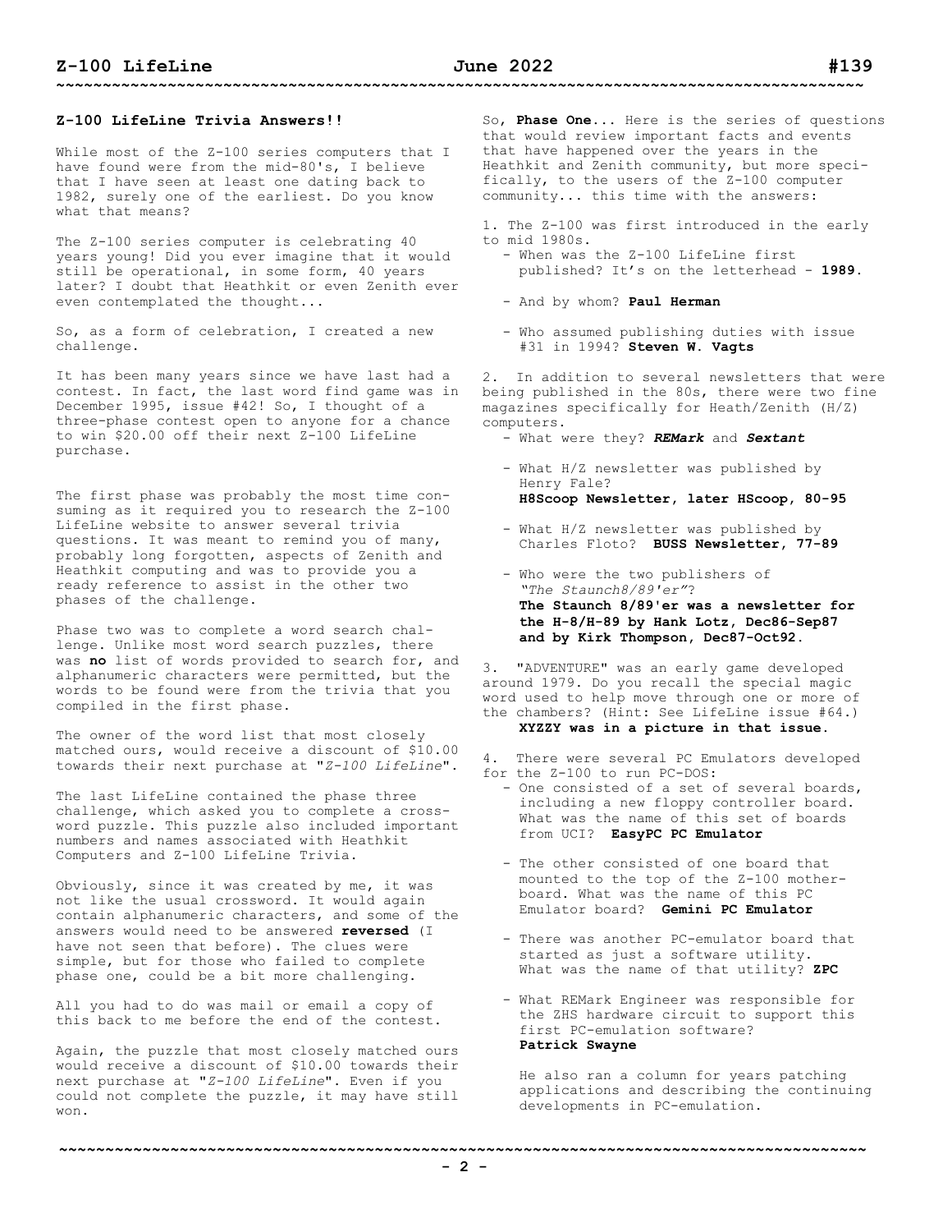### Z-100 LifeLine Trivia Answers!!

While most of the Z-100 series computers that I have found were from the mid-80's, I believe that I have seen at least one dating back to 1982, surely one of the earliest. Do you know what that means?

The Z-100 series computer is celebrating 40 years young! Did you ever imagine that it would still be operational, in some form, 40 years later? I doubt that Heathkit or even Zenith ever even contemplated the thought...

So, as a form of celebration, I created a new challenge.

It has been many years since we have last had a contest. In fact, the last word find game was in December 1995, issue #42! So, I thought of a three-phase contest open to anyone for a chance to win $20.00 off their next Z-100 LifeLine purchase.

The first phase was probably the most time consuming as it required you to research the Z-100 LifeLine website to answer several trivia questions. It was meant to remind you of many, probably long forgotten, aspects of Zenith and Heathkit computing and was to provide you a ready reference to assist in the other two phases of the challenge.

Phase two was to complete a word search challenge. Unlike most word search puzzles, there was **no** list of words provided to search for, and alphanumeric characters were permitted, but the words to be found were from the trivia that you compiled in the first phase.

The owner of the word list that most closely matched ours, would receive a discount of $10.00 towards their next purchase at "*Z-100 LifeLine*".

The last LifeLine contained the phase three challenge, which asked you to complete a crossword puzzle. This puzzle also included important numbers and names associated with Heathkit Computers and Z-100 LifeLine Trivia.

Obviously, since it was created by me, it was not like the usual crossword. It would again contain alphanumeric characters, and some of the answers would need to be answered **reversed** (I have not seen that before). The clues were simple, but for those who failed to complete phase one, could be a bit more challenging.

All you had to do was mail or email a copy of this back to me before the end of the contest.

Again, the puzzle that most closely matched ours would receive a discount of $10.00 towards their next purchase at "*Z-100 LifeLine*". Even if you could not complete the puzzle, it may have still won.

So, **Phase One**... Here is the series of questions that would review important facts and events that have happened over the years in the Heathkit and Zenith community, but more specifically, to the users of the Z-100 computer community... this time with the answers:

1. The Z-100 was first introduced in the early to mid 1980s.
   - When was the Z-100 LifeLine first published? It's on the letterhead - **1989**.
   - And by whom? **Paul Herman**
   - Who assumed publishing duties with issue #31 in 1994? **Steven W. Vagts**

2. In addition to several newsletters that were being published in the 80s, there were two fine magazines specifically for Heath/Zenith (H/Z) computers.
   - What were they? ***REMark*** and ***Sextant***
   - What H/Z newsletter was published by Henry Fale? **H8Scoop Newsletter, later HScoop, 80-95**
   - What H/Z newsletter was published by Charles Floto? **BUSS Newsletter, 77-89**
   - Who were the two publishers of *"The Staunch8/89'er"*? **The Staunch 8/89'er was a newsletter for the H-8/H-89 by Hank Lotz, Dec86-Sep87 and by Kirk Thompson, Dec87-Oct92.**

3. "ADVENTURE" was an early game developed around 1979. Do you recall the special magic word used to help move through one or more of the chambers? (Hint: See LifeLine issue #64.) **XYZZY was in a picture in that issue.**

4. There were several PC Emulators developed for the Z-100 to run PC-DOS:
   - One consisted of a set of several boards, including a new floppy controller board. What was the name of this set of boards from UCI? **EasyPC PC Emulator**
   - The other consisted of one board that mounted to the top of the Z-100 motherboard. What was the name of this PC Emulator board? **Gemini PC Emulator**
   - There was another PC-emulator board that started as just a software utility. What was the name of that utility? **ZPC**
   - What REMark Engineer was responsible for the ZHS hardware circuit to support this first PC-emulation software? **Patrick Swayne**

     He also ran a column for years patching applications and describing the continuing developments in PC-emulation.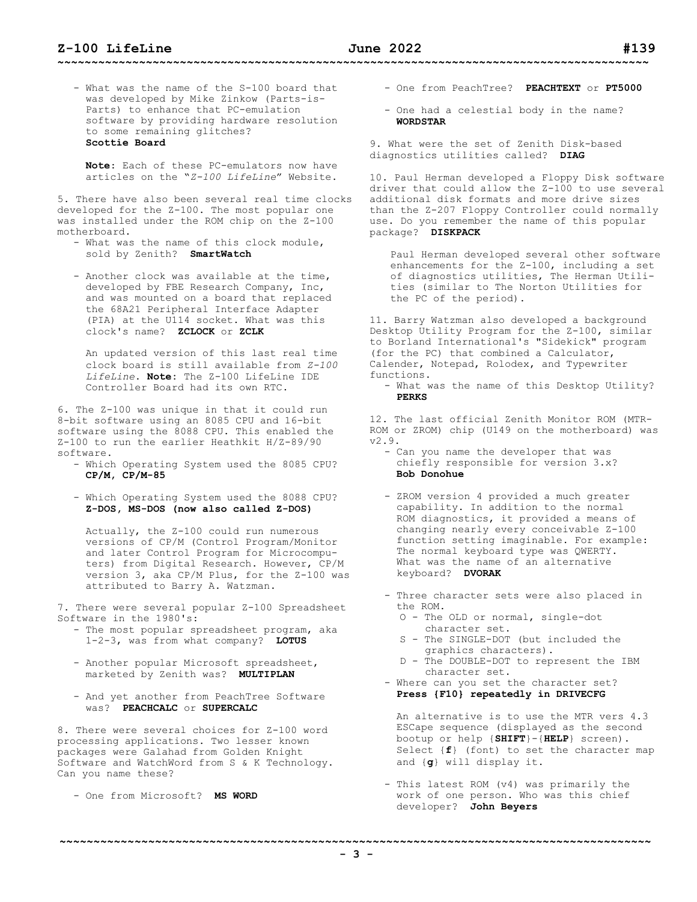- What was the name of the S-100 board that was developed by Mike Zinkow (Parts-is-Parts) to enhance that PC-emulation software by providing hardware resolution to some remaining glitches?
  **Scottie Board**

  **Note**: Each of these PC-emulators now have articles on the "*Z-100 LifeLine*" Website.

5. There have also been several real time clocks developed for the Z-100. The most popular one was installed under the ROM chip on the Z-100 motherboard.
   - What was the name of this clock module, sold by Zenith? **SmartWatch**

   - Another clock was available at the time, developed by FBE Research Company, Inc, and was mounted on a board that replaced the 68A21 Peripheral Interface Adapter (PIA) at the U114 socket. What was this clock's name? **ZCLOCK** or **ZCLK**

     An updated version of this last real time clock board is still available from *Z-100 LifeLine*. **Note**: The Z-100 LifeLine IDE Controller Board had its own RTC.

6. The Z-100 was unique in that it could run 8-bit software using an 8085 CPU and 16-bit software using the 8088 CPU. This enabled the Z-100 to run the earlier Heathkit H/Z-89/90 software.
   - Which Operating System used the 8085 CPU? **CP/M, CP/M-85**

   - Which Operating System used the 8088 CPU? **Z-DOS, MS-DOS (now also called Z-DOS)**

     Actually, the Z-100 could run numerous versions of CP/M (Control Program/Monitor and later Control Program for Microcomputers) from Digital Research. However, CP/M version 3, aka CP/M Plus, for the Z-100 was attributed to Barry A. Watzman.

7. There were several popular Z-100 Spreadsheet Software in the 1980's:
   - The most popular spreadsheet program, aka 1-2-3, was from what company? **LOTUS**

   - Another popular Microsoft spreadsheet, marketed by Zenith was? **MULTIPLAN**

   - And yet another from PeachTree Software was? **PEACHCALC** or **SUPERCALC**

8. There were several choices for Z-100 word processing applications. Two lesser known packages were Galahad from Golden Knight Software and WatchWord from S & K Technology. Can you name these?

   - One from Microsoft? **MS WORD**

   - One from PeachTree? **PEACHTEXT** or **PT5000**

   - One had a celestial body in the name? **WORDSTAR**

9. What were the set of Zenith Disk-based diagnostics utilities called? **DIAG**

10. Paul Herman developed a Floppy Disk software driver that could allow the Z-100 to use several additional disk formats and more drive sizes than the Z-207 Floppy Controller could normally use. Do you remember the name of this popular package? **DISKPACK**

    Paul Herman developed several other software enhancements for the Z-100, including a set of diagnostics utilities, The Herman Utilities (similar to The Norton Utilities for the PC of the period).

11. Barry Watzman also developed a background Desktop Utility Program for the Z-100, similar to Borland International's "Sidekick" program (for the PC) that combined a Calculator, Calender, Notepad, Rolodex, and Typewriter functions.
    - What was the name of this Desktop Utility? **PERKS**

12. The last official Zenith Monitor ROM (MTR-ROM or ZROM) chip (U149 on the motherboard) was v2.9.
    - Can you name the developer that was chiefly responsible for version 3.x? **Bob Donohue**

    - ZROM version 4 provided a much greater capability. In addition to the normal ROM diagnostics, it provided a means of changing nearly every conceivable Z-100 function setting imaginable. For example: The normal keyboard type was QWERTY. What was the name of an alternative keyboard? **DVORAK**

    - Three character sets were also placed in the ROM.
      - O - The OLD or normal, single-dot character set.
      - S - The SINGLE-DOT (but included the graphics characters).
      - D - The DOUBLE-DOT to represent the IBM character set.
    - Where can you set the character set? **Press {F10} repeatedly in DRIVECFG**

      An alternative is to use the MTR vers 4.3 ESCape sequence (displayed as the second bootup or help {**SHIFT**}-{**HELP**} screen). Select {***f***} (font) to set the character map and {***g***} will display it.

    - This latest ROM (v4) was primarily the work of one person. Who was this chief developer? **John Beyers**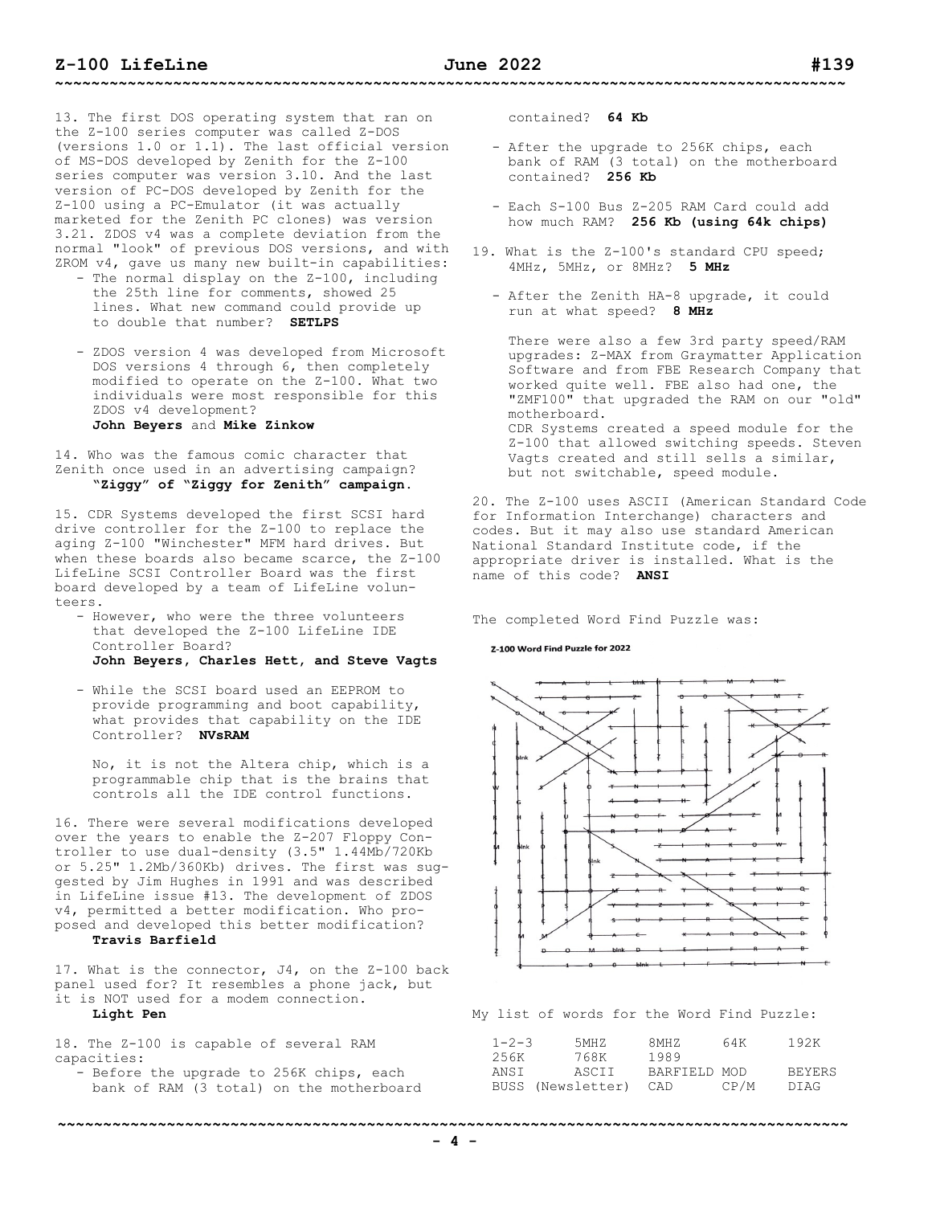13. The first DOS operating system that ran on the Z-100 series computer was called Z-DOS (versions 1.0 or 1.1). The last official version of MS-DOS developed by Zenith for the Z-100 series computer was version 3.10. And the last version of PC-DOS developed by Zenith for the Z-100 using a PC-Emulator (it was actually marketed for the Zenith PC clones) was version 3.21. ZDOS v4 was a complete deviation from the normal "look" of previous DOS versions, and with ZROM v4, gave us many new built-in capabilities:

- The normal display on the Z-100, including the 25th line for comments, showed 25 lines. What new command could provide up to double that number? **SETLPS**

- ZDOS version 4 was developed from Microsoft DOS versions 4 through 6, then completely modified to operate on the Z-100. What two individuals were most responsible for this ZDOS v4 development?
  **John Beyers** and **Mike Zinkow**

14. Who was the famous comic character that Zenith once used in an advertising campaign?
**"Ziggy" of "Ziggy for Zenith" campaign.**

15. CDR Systems developed the first SCSI hard drive controller for the Z-100 to replace the aging Z-100 "Winchester" MFM hard drives. But when these boards also became scarce, the Z-100 LifeLine SCSI Controller Board was the first board developed by a team of LifeLine volunteers.

- However, who were the three volunteers that developed the Z-100 LifeLine IDE Controller Board?
  **John Beyers, Charles Hett, and Steve Vagts**

- While the SCSI board used an EEPROM to provide programming and boot capability, what provides that capability on the IDE Controller? **NVsRAM**

  No, it is not the Altera chip, which is a programmable chip that is the brains that controls all the IDE control functions.

16. There were several modifications developed over the years to enable the Z-207 Floppy Controller to use dual-density (3.5" 1.44Mb/720Kb or 5.25" 1.2Mb/360Kb) drives. The first was suggested by Jim Hughes in 1991 and was described in LifeLine issue #13. The development of ZDOS v4, permitted a better modification. Who proposed and developed this better modification?
**Travis Barfield**

17. What is the connector, J4, on the Z-100 back panel used for? It resembles a phone jack, but it is NOT used for a modem connection.
**Light Pen**

18. The Z-100 is capable of several RAM capacities:

- Before the upgrade to 256K chips, each bank of RAM (3 total) on the motherboard contained? **64 Kb**

- After the upgrade to 256K chips, each bank of RAM (3 total) on the motherboard contained? **256 Kb**

- Each S-100 Bus Z-205 RAM Card could add how much RAM? **256 Kb (using 64k chips)**

19. What is the Z-100's standard CPU speed; 4MHz, 5MHz, or 8MHz? **5 MHz**

- After the Zenith HA-8 upgrade, it could run at what speed? **8 MHz**

  There were also a few 3rd party speed/RAM upgrades: Z-MAX from Graymatter Application Software and from FBE Research Company that worked quite well. FBE also had one, the "ZMF100" that upgraded the RAM on our "old" motherboard.
  CDR Systems created a speed module for the Z-100 that allowed switching speeds. Steven Vagts created and still sells a similar, but not switchable, speed module.

20. The Z-100 uses ASCII (American Standard Code for Information Interchange) characters and codes. But it may also use standard American National Standard Institute code, if the appropriate driver is installed. What is the name of this code? **ANSI**

The completed Word Find Puzzle was:

Z-100 Word Find Puzzle for 2022

My list of words for the Word Find Puzzle:

| | | | | |
|---|---|---|---|---|
| 1-2-3 | 5MHZ | 8MHZ | 64K | 192K |
| 256K | 768K | 1989 | | |
| ANSI | ASCII | BARFIELD MOD | | BEYERS |
| BUSS (Newsletter) | | CAD | CP/M | DIAG |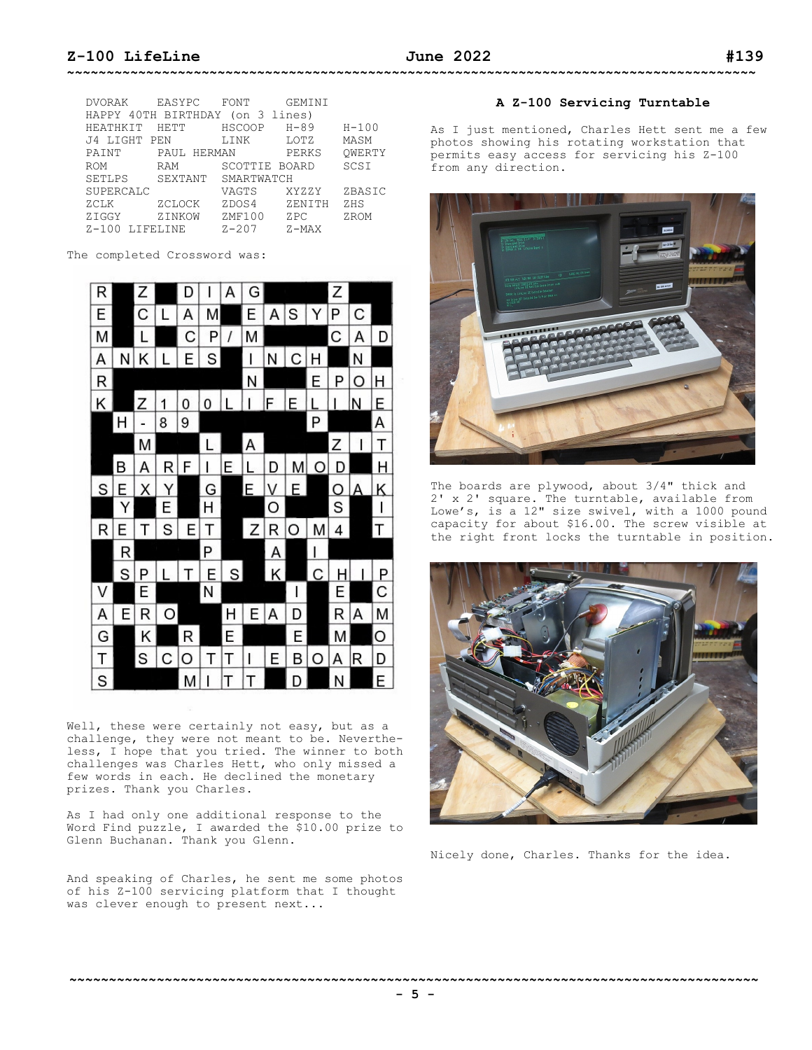```
DVORAK      EASYPC    FONT      GEMINI
HAPPY 40TH BIRTHDAY  (on 3 lines)
HEATHKIT    HETT      HSCOOP    H-89      H-100
J4 LIGHT PEN          LINK      LOTZ      MASM
PAINT       PAUL HERMAN         PERKS     QWERTY
ROM         RAM       SCOTTIE BOARD       SCSI
SETLPS      SEXTANT   SMARTWATCH
SUPERCALC             VAGTS     XYZZY     ZBASIC
ZCLK        ZCLOCK    ZDOS4     ZENITH    ZHS
ZIGGY       ZINKOW    ZMF100    ZPC       ZROM
Z-100 LIFELINE        Z-207     Z-MAX
```

The completed Crossword was:

Well, these were certainly not easy, but as a challenge, they were not meant to be. Nevertheless, I hope that you tried. The winner to both challenges was Charles Hett, who only missed a few words in each. He declined the monetary prizes. Thank you Charles.

As I had only one additional response to the Word Find puzzle, I awarded the $10.00 prize to Glenn Buchanan. Thank you Glenn.

And speaking of Charles, he sent me some photos of his Z-100 servicing platform that I thought was clever enough to present next...

### A Z-100 Servicing Turntable

As I just mentioned, Charles Hett sent me a few photos showing his rotating workstation that permits easy access for servicing his Z-100 from any direction.

The boards are plywood, about 3/4" thick and 2' x 2' square. The turntable, available from Lowe's, is a 12" size swivel, with a 1000 pound capacity for about $16.00. The screw visible at the right front locks the turntable in position.

Nicely done, Charles. Thanks for the idea.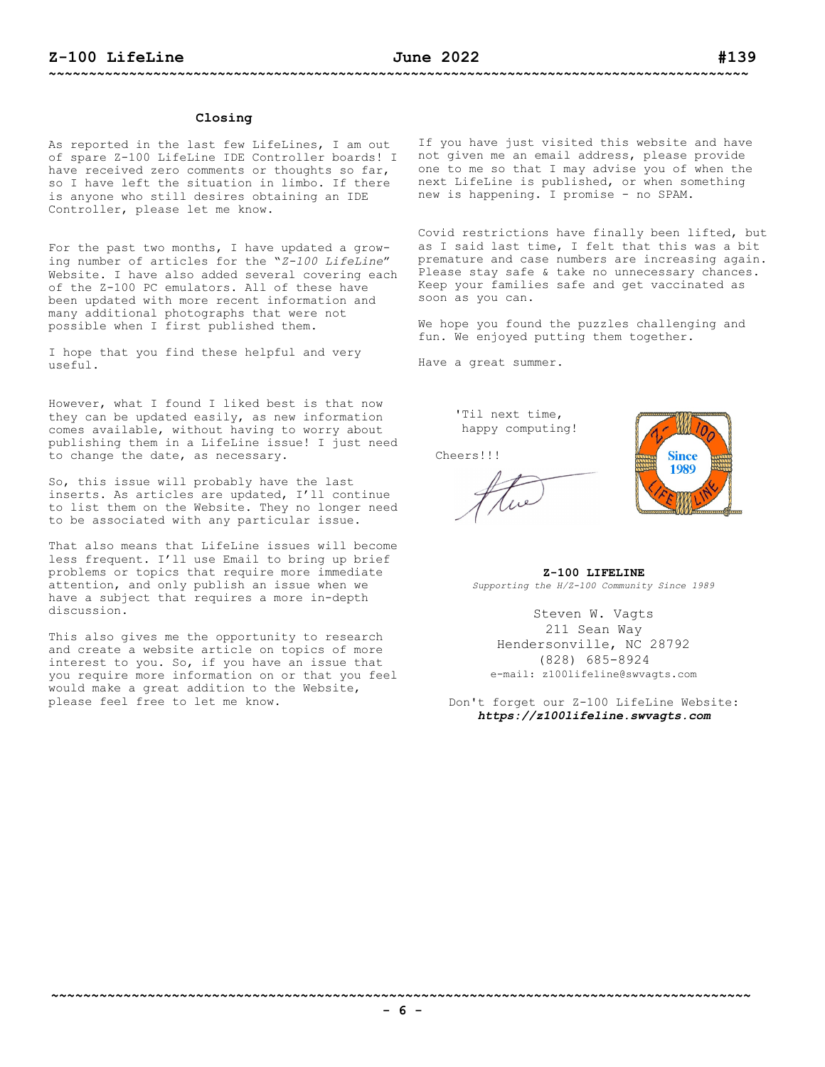### Closing

As reported in the last few LifeLines, I am out of spare Z-100 LifeLine IDE Controller boards! I have received zero comments or thoughts so far, so I have left the situation in limbo. If there is anyone who still desires obtaining an IDE Controller, please let me know.

For the past two months, I have updated a growing number of articles for the "*Z-100 LifeLine*" Website. I have also added several covering each of the Z-100 PC emulators. All of these have been updated with more recent information and many additional photographs that were not possible when I first published them.

I hope that you find these helpful and very useful.

However, what I found I liked best is that now they can be updated easily, as new information comes available, without having to worry about publishing them in a LifeLine issue! I just need to change the date, as necessary.

So, this issue will probably have the last inserts. As articles are updated, I'll continue to list them on the Website. They no longer need to be associated with any particular issue.

That also means that LifeLine issues will become less frequent. I'll use Email to bring up brief problems or topics that require more immediate attention, and only publish an issue when we have a subject that requires a more in-depth discussion.

This also gives me the opportunity to research and create a website article on topics of more interest to you. So, if you have an issue that you require more information on or that you feel would make a great addition to the Website, please feel free to let me know.

If you have just visited this website and have not given me an email address, please provide one to me so that I may advise you of when the next LifeLine is published, or when something new is happening. I promise - no SPAM.

Covid restrictions have finally been lifted, but as I said last time, I felt that this was a bit premature and case numbers are increasing again. Please stay safe & take no unnecessary chances. Keep your families safe and get vaccinated as soon as you can.

We hope you found the puzzles challenging and fun. We enjoyed putting them together.

Have a great summer.

'Til next time,
happy computing!

Cheers!!!

Steve

**Z-100 LIFELINE**
*Supporting the H/Z-100 Community Since 1989*

Steven W. Vagts
211 Sean Way
Hendersonville, NC 28792
(828) 685-8924
e-mail: z100lifeline@swvagts.com

Don't forget our Z-100 LifeLine Website:
***https://z100lifeline.swvagts.com***